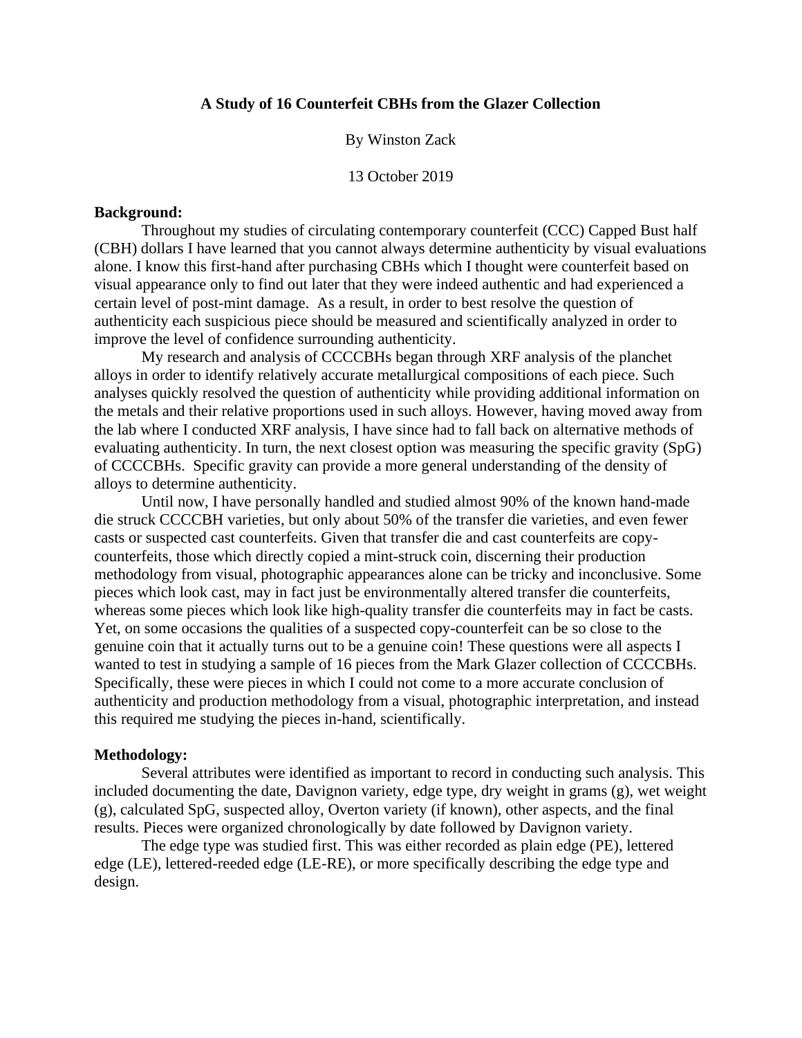# A Study of 16 Counterfeit CBHs from the Glazer Collection

By Winston Zack

13 October 2019

**Background:**

Throughout my studies of circulating contemporary counterfeit (CCC) Capped Bust half (CBH) dollars I have learned that you cannot always determine authenticity by visual evaluations alone. I know this first-hand after purchasing CBHs which I thought were counterfeit based on visual appearance only to find out later that they were indeed authentic and had experienced a certain level of post-mint damage. As a result, in order to best resolve the question of authenticity each suspicious piece should be measured and scientifically analyzed in order to improve the level of confidence surrounding authenticity.

My research and analysis of CCCCBHs began through XRF analysis of the planchet alloys in order to identify relatively accurate metallurgical compositions of each piece. Such analyses quickly resolved the question of authenticity while providing additional information on the metals and their relative proportions used in such alloys. However, having moved away from the lab where I conducted XRF analysis, I have since had to fall back on alternative methods of evaluating authenticity. In turn, the next closest option was measuring the specific gravity (SpG) of CCCCBHs. Specific gravity can provide a more general understanding of the density of alloys to determine authenticity.

Until now, I have personally handled and studied almost 90% of the known hand-made die struck CCCCBH varieties, but only about 50% of the transfer die varieties, and even fewer casts or suspected cast counterfeits. Given that transfer die and cast counterfeits are copy-counterfeits, those which directly copied a mint-struck coin, discerning their production methodology from visual, photographic appearances alone can be tricky and inconclusive. Some pieces which look cast, may in fact just be environmentally altered transfer die counterfeits, whereas some pieces which look like high-quality transfer die counterfeits may in fact be casts. Yet, on some occasions the qualities of a suspected copy-counterfeit can be so close to the genuine coin that it actually turns out to be a genuine coin! These questions were all aspects I wanted to test in studying a sample of 16 pieces from the Mark Glazer collection of CCCCBHs. Specifically, these were pieces in which I could not come to a more accurate conclusion of authenticity and production methodology from a visual, photographic interpretation, and instead this required me studying the pieces in-hand, scientifically.

**Methodology:**

Several attributes were identified as important to record in conducting such analysis. This included documenting the date, Davignon variety, edge type, dry weight in grams (g), wet weight (g), calculated SpG, suspected alloy, Overton variety (if known), other aspects, and the final results. Pieces were organized chronologically by date followed by Davignon variety.

The edge type was studied first. This was either recorded as plain edge (PE), lettered edge (LE), lettered-reeded edge (LE-RE), or more specifically describing the edge type and design.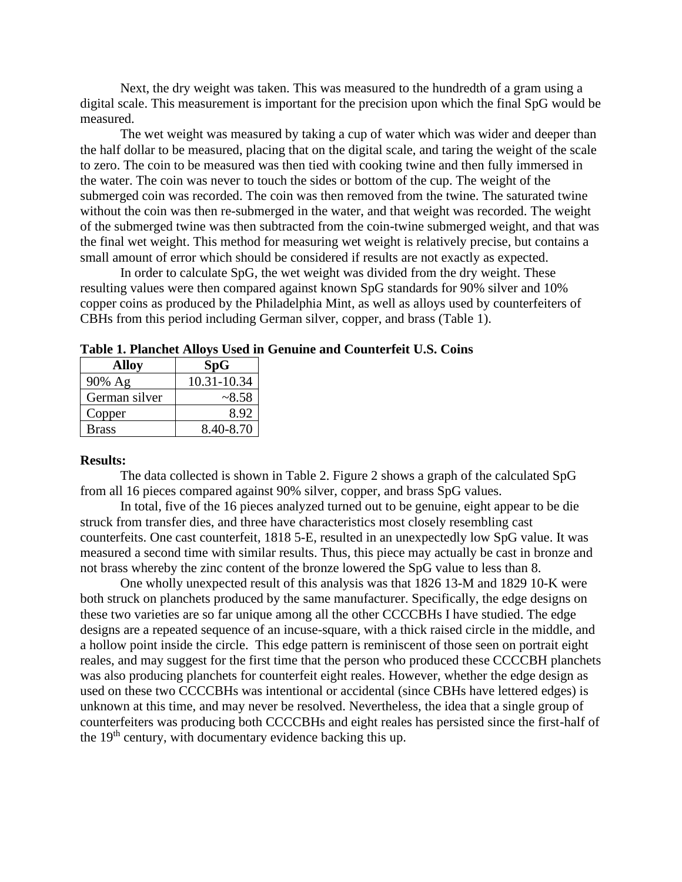Next, the dry weight was taken. This was measured to the hundredth of a gram using a digital scale. This measurement is important for the precision upon which the final SpG would be measured.

The wet weight was measured by taking a cup of water which was wider and deeper than the half dollar to be measured, placing that on the digital scale, and taring the weight of the scale to zero. The coin to be measured was then tied with cooking twine and then fully immersed in the water. The coin was never to touch the sides or bottom of the cup. The weight of the submerged coin was recorded. The coin was then removed from the twine. The saturated twine without the coin was then re-submerged in the water, and that weight was recorded. The weight of the submerged twine was then subtracted from the coin-twine submerged weight, and that was the final wet weight. This method for measuring wet weight is relatively precise, but contains a small amount of error which should be considered if results are not exactly as expected.

In order to calculate SpG, the wet weight was divided from the dry weight. These resulting values were then compared against known SpG standards for 90% silver and 10% copper coins as produced by the Philadelphia Mint, as well as alloys used by counterfeiters of CBHs from this period including German silver, copper, and brass (Table 1).

**Table 1. Planchet Alloys Used in Genuine and Counterfeit U.S. Coins**

| Alloy | SpG |
|---|---|
| 90% Ag | 10.31-10.34 |
| German silver | ~8.58 |
| Copper | 8.92 |
| Brass | 8.40-8.70 |

**Results:**

The data collected is shown in Table 2. Figure 2 shows a graph of the calculated SpG from all 16 pieces compared against 90% silver, copper, and brass SpG values.

In total, five of the 16 pieces analyzed turned out to be genuine, eight appear to be die struck from transfer dies, and three have characteristics most closely resembling cast counterfeits. One cast counterfeit, 1818 5-E, resulted in an unexpectedly low SpG value. It was measured a second time with similar results. Thus, this piece may actually be cast in bronze and not brass whereby the zinc content of the bronze lowered the SpG value to less than 8.

One wholly unexpected result of this analysis was that 1826 13-M and 1829 10-K were both struck on planchets produced by the same manufacturer. Specifically, the edge designs on these two varieties are so far unique among all the other CCCCBHs I have studied. The edge designs are a repeated sequence of an incuse-square, with a thick raised circle in the middle, and a hollow point inside the circle. This edge pattern is reminiscent of those seen on portrait eight reales, and may suggest for the first time that the person who produced these CCCCBH planchets was also producing planchets for counterfeit eight reales. However, whether the edge design as used on these two CCCCBHs was intentional or accidental (since CBHs have lettered edges) is unknown at this time, and may never be resolved. Nevertheless, the idea that a single group of counterfeiters was producing both CCCCBHs and eight reales has persisted since the first-half of the 19th century, with documentary evidence backing this up.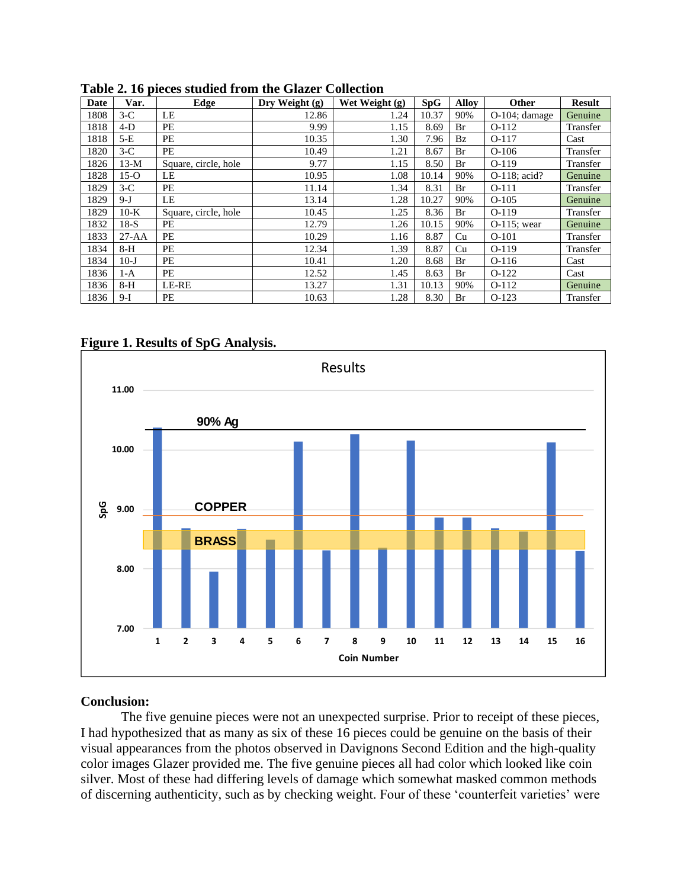**Table 2. 16 pieces studied from the Glazer Collection**

| Date | Var. | Edge | Dry Weight (g) | Wet Weight (g) | SpG | Alloy | Other | Result |
|---|---|---|---|---|---|---|---|---|
| 1808 | 3-C | LE | 12.86 | 1.24 | 10.37 | 90% | O-104; damage | Genuine |
| 1818 | 4-D | PE | 9.99 | 1.15 | 8.69 | Br | O-112 | Transfer |
| 1818 | 5-E | PE | 10.35 | 1.30 | 7.96 | Bz | O-117 | Cast |
| 1820 | 3-C | PE | 10.49 | 1.21 | 8.67 | Br | O-106 | Transfer |
| 1826 | 13-M | Square, circle, hole | 9.77 | 1.15 | 8.50 | Br | O-119 | Transfer |
| 1828 | 15-O | LE | 10.95 | 1.08 | 10.14 | 90% | O-118; acid? | Genuine |
| 1829 | 3-C | PE | 11.14 | 1.34 | 8.31 | Br | O-111 | Transfer |
| 1829 | 9-J | LE | 13.14 | 1.28 | 10.27 | 90% | O-105 | Genuine |
| 1829 | 10-K | Square, circle, hole | 10.45 | 1.25 | 8.36 | Br | O-119 | Transfer |
| 1832 | 18-S | PE | 12.79 | 1.26 | 10.15 | 90% | O-115; wear | Genuine |
| 1833 | 27-AA | PE | 10.29 | 1.16 | 8.87 | Cu | O-101 | Transfer |
| 1834 | 8-H | PE | 12.34 | 1.39 | 8.87 | Cu | O-119 | Transfer |
| 1834 | 10-J | PE | 10.41 | 1.20 | 8.68 | Br | O-116 | Cast |
| 1836 | 1-A | PE | 12.52 | 1.45 | 8.63 | Br | O-122 | Cast |
| 1836 | 8-H | LE-RE | 13.27 | 1.31 | 10.13 | 90% | O-112 | Genuine |
| 1836 | 9-I | PE | 10.63 | 1.28 | 8.30 | Br | O-123 | Transfer |

**Figure 1. Results of SpG Analysis.**

**Conclusion:**

The five genuine pieces were not an unexpected surprise. Prior to receipt of these pieces, I had hypothesized that as many as six of these 16 pieces could be genuine on the basis of their visual appearances from the photos observed in Davignons Second Edition and the high-quality color images Glazer provided me. The five genuine pieces all had color which looked like coin silver. Most of these had differing levels of damage which somewhat masked common methods of discerning authenticity, such as by checking weight. Four of these 'counterfeit varieties' were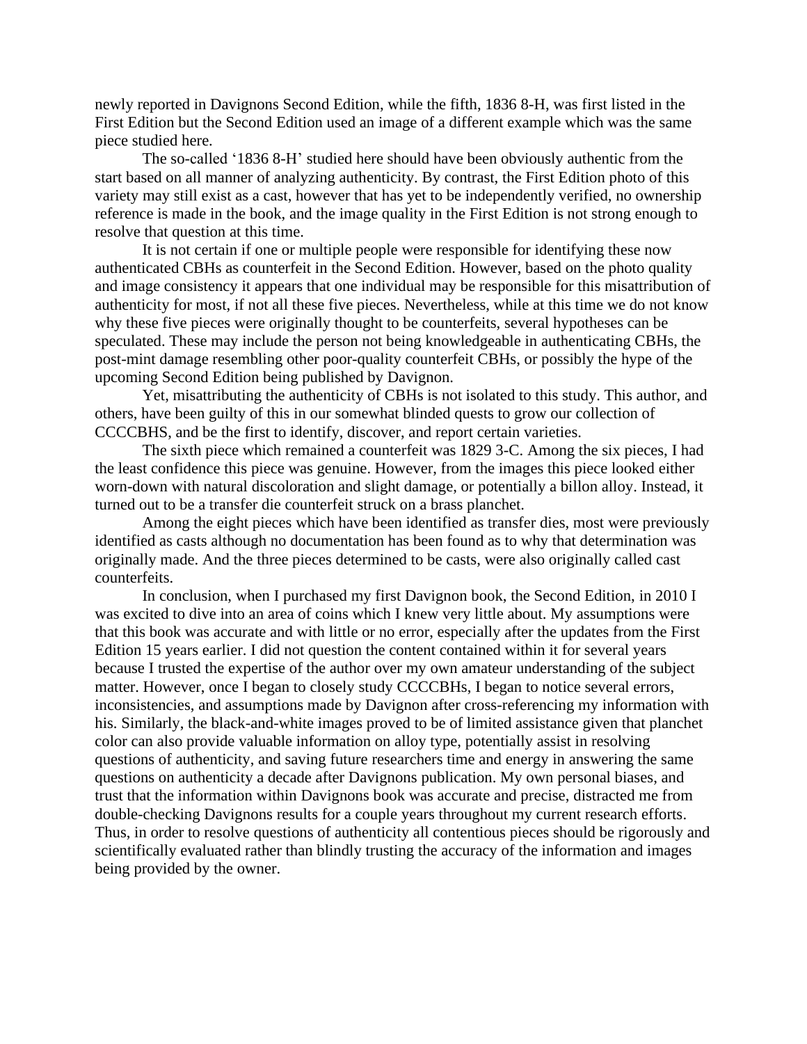newly reported in Davignons Second Edition, while the fifth, 1836 8-H, was first listed in the First Edition but the Second Edition used an image of a different example which was the same piece studied here.

The so-called '1836 8-H' studied here should have been obviously authentic from the start based on all manner of analyzing authenticity. By contrast, the First Edition photo of this variety may still exist as a cast, however that has yet to be independently verified, no ownership reference is made in the book, and the image quality in the First Edition is not strong enough to resolve that question at this time.

It is not certain if one or multiple people were responsible for identifying these now authenticated CBHs as counterfeit in the Second Edition. However, based on the photo quality and image consistency it appears that one individual may be responsible for this misattribution of authenticity for most, if not all these five pieces. Nevertheless, while at this time we do not know why these five pieces were originally thought to be counterfeits, several hypotheses can be speculated. These may include the person not being knowledgeable in authenticating CBHs, the post-mint damage resembling other poor-quality counterfeit CBHs, or possibly the hype of the upcoming Second Edition being published by Davignon.

Yet, misattributing the authenticity of CBHs is not isolated to this study. This author, and others, have been guilty of this in our somewhat blinded quests to grow our collection of CCCCBHS, and be the first to identify, discover, and report certain varieties.

The sixth piece which remained a counterfeit was 1829 3-C. Among the six pieces, I had the least confidence this piece was genuine. However, from the images this piece looked either worn-down with natural discoloration and slight damage, or potentially a billon alloy. Instead, it turned out to be a transfer die counterfeit struck on a brass planchet.

Among the eight pieces which have been identified as transfer dies, most were previously identified as casts although no documentation has been found as to why that determination was originally made. And the three pieces determined to be casts, were also originally called cast counterfeits.

In conclusion, when I purchased my first Davignon book, the Second Edition, in 2010 I was excited to dive into an area of coins which I knew very little about. My assumptions were that this book was accurate and with little or no error, especially after the updates from the First Edition 15 years earlier. I did not question the content contained within it for several years because I trusted the expertise of the author over my own amateur understanding of the subject matter. However, once I began to closely study CCCCBHs, I began to notice several errors, inconsistencies, and assumptions made by Davignon after cross-referencing my information with his. Similarly, the black-and-white images proved to be of limited assistance given that planchet color can also provide valuable information on alloy type, potentially assist in resolving questions of authenticity, and saving future researchers time and energy in answering the same questions on authenticity a decade after Davignons publication. My own personal biases, and trust that the information within Davignons book was accurate and precise, distracted me from double-checking Davignons results for a couple years throughout my current research efforts. Thus, in order to resolve questions of authenticity all contentious pieces should be rigorously and scientifically evaluated rather than blindly trusting the accuracy of the information and images being provided by the owner.